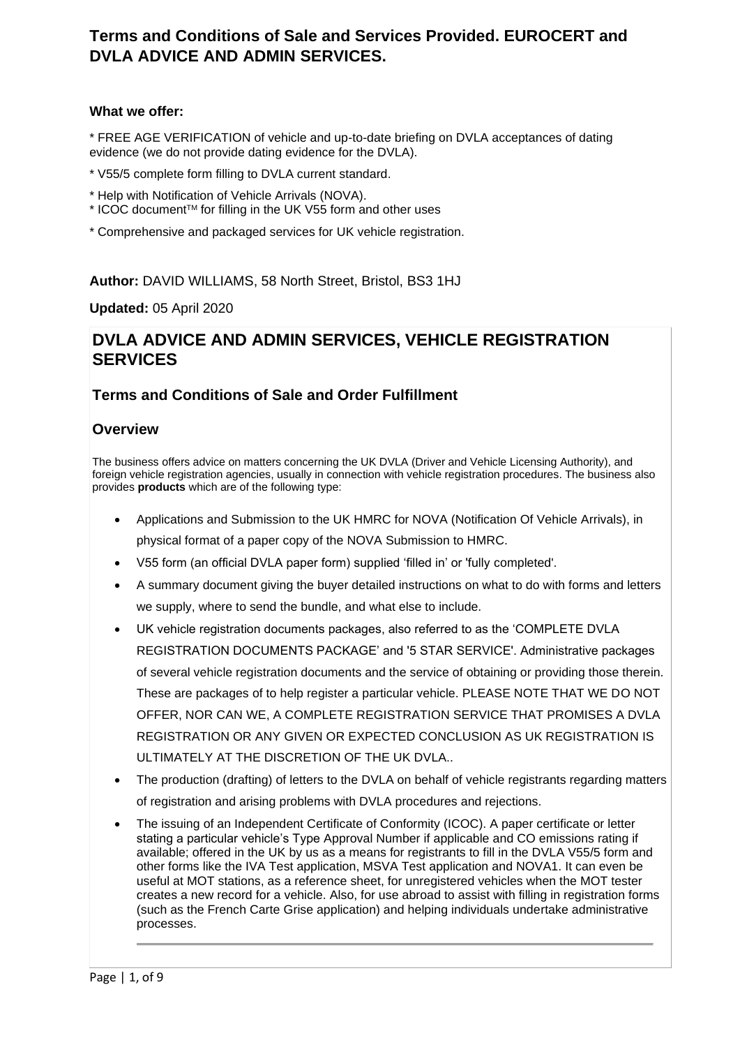# Terms and Conditions of Sale and Services Provided. EUROCERT and DVLA ADVICE AND ADMIN SERVICES.

**What we offer:**

* FREE AGE VERIFICATION of vehicle and up-to-date briefing on DVLA acceptances of dating evidence (we do not provide dating evidence for the DVLA).

* V55/5 complete form filling to DVLA current standard.

* Help with Notification of Vehicle Arrivals (NOVA).

* ICOC document™ for filling in the UK V55 form and other uses

* Comprehensive and packaged services for UK vehicle registration.

**Author:** DAVID WILLIAMS, 58 North Street, Bristol, BS3 1HJ

**Updated:** 05 April 2020

## DVLA ADVICE AND ADMIN SERVICES, VEHICLE REGISTRATION SERVICES

### Terms and Conditions of Sale and Order Fulfillment

### Overview

The business offers advice on matters concerning the UK DVLA (Driver and Vehicle Licensing Authority), and foreign vehicle registration agencies, usually in connection with vehicle registration procedures. The business also provides **products** which are of the following type:

- Applications and Submission to the UK HMRC for NOVA (Notification Of Vehicle Arrivals), in physical format of a paper copy of the NOVA Submission to HMRC.
- V55 form (an official DVLA paper form) supplied 'filled in' or 'fully completed'.
- A summary document giving the buyer detailed instructions on what to do with forms and letters we supply, where to send the bundle, and what else to include.
- UK vehicle registration documents packages, also referred to as the 'COMPLETE DVLA REGISTRATION DOCUMENTS PACKAGE' and '5 STAR SERVICE'. Administrative packages of several vehicle registration documents and the service of obtaining or providing those therein. These are packages of to help register a particular vehicle. PLEASE NOTE THAT WE DO NOT OFFER, NOR CAN WE, A COMPLETE REGISTRATION SERVICE THAT PROMISES A DVLA REGISTRATION OR ANY GIVEN OR EXPECTED CONCLUSION AS UK REGISTRATION IS ULTIMATELY AT THE DISCRETION OF THE UK DVLA..
- The production (drafting) of letters to the DVLA on behalf of vehicle registrants regarding matters of registration and arising problems with DVLA procedures and rejections.
- The issuing of an Independent Certificate of Conformity (ICOC). A paper certificate or letter stating a particular vehicle's Type Approval Number if applicable and CO emissions rating if available; offered in the UK by us as a means for registrants to fill in the DVLA V55/5 form and other forms like the IVA Test application, MSVA Test application and NOVA1. It can even be useful at MOT stations, as a reference sheet, for unregistered vehicles when the MOT tester creates a new record for a vehicle. Also, for use abroad to assist with filling in registration forms (such as the French Carte Grise application) and helping individuals undertake administrative processes.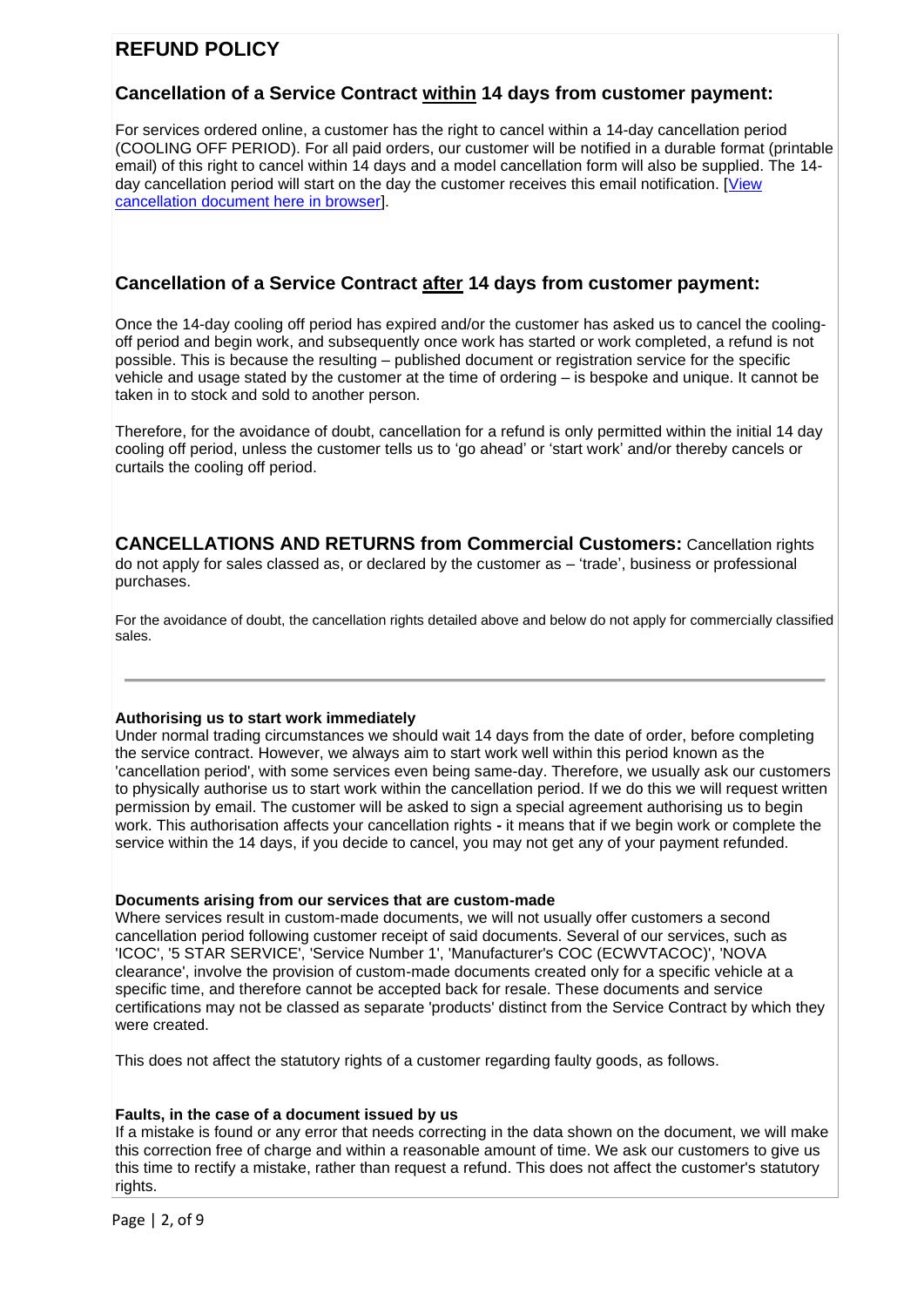# REFUND POLICY

## Cancellation of a Service Contract within 14 days from customer payment:

For services ordered online, a customer has the right to cancel within a 14-day cancellation period (COOLING OFF PERIOD). For all paid orders, our customer will be notified in a durable format (printable email) of this right to cancel within 14 days and a model cancellation form will also be supplied. The 14-day cancellation period will start on the day the customer receives this email notification. [View cancellation document here in browser].

## Cancellation of a Service Contract after 14 days from customer payment:

Once the 14-day cooling off period has expired and/or the customer has asked us to cancel the cooling-off period and begin work, and subsequently once work has started or work completed, a refund is not possible. This is because the resulting – published document or registration service for the specific vehicle and usage stated by the customer at the time of ordering – is bespoke and unique. It cannot be taken in to stock and sold to another person.

Therefore, for the avoidance of doubt, cancellation for a refund is only permitted within the initial 14 day cooling off period, unless the customer tells us to 'go ahead' or 'start work' and/or thereby cancels or curtails the cooling off period.

**CANCELLATIONS AND RETURNS from Commercial Customers:** Cancellation rights do not apply for sales classed as, or declared by the customer as – 'trade', business or professional purchases.

For the avoidance of doubt, the cancellation rights detailed above and below do not apply for commercially classified sales.

---

**Authorising us to start work immediately**

Under normal trading circumstances we should wait 14 days from the date of order, before completing the service contract. However, we always aim to start work well within this period known as the 'cancellation period', with some services even being same-day. Therefore, we usually ask our customers to physically authorise us to start work within the cancellation period. If we do this we will request written permission by email. The customer will be asked to sign a special agreement authorising us to begin work. This authorisation affects your cancellation rights **-** it means that if we begin work or complete the service within the 14 days, if you decide to cancel, you may not get any of your payment refunded.

**Documents arising from our services that are custom-made**

Where services result in custom-made documents, we will not usually offer customers a second cancellation period following customer receipt of said documents. Several of our services, such as 'ICOC', '5 STAR SERVICE', 'Service Number 1', 'Manufacturer's COC (ECWVTACOC)', 'NOVA clearance', involve the provision of custom-made documents created only for a specific vehicle at a specific time, and therefore cannot be accepted back for resale. These documents and service certifications may not be classed as separate 'products' distinct from the Service Contract by which they were created.

This does not affect the statutory rights of a customer regarding faulty goods, as follows.

**Faults, in the case of a document issued by us**

If a mistake is found or any error that needs correcting in the data shown on the document, we will make this correction free of charge and within a reasonable amount of time. We ask our customers to give us this time to rectify a mistake, rather than request a refund. This does not affect the customer's statutory rights.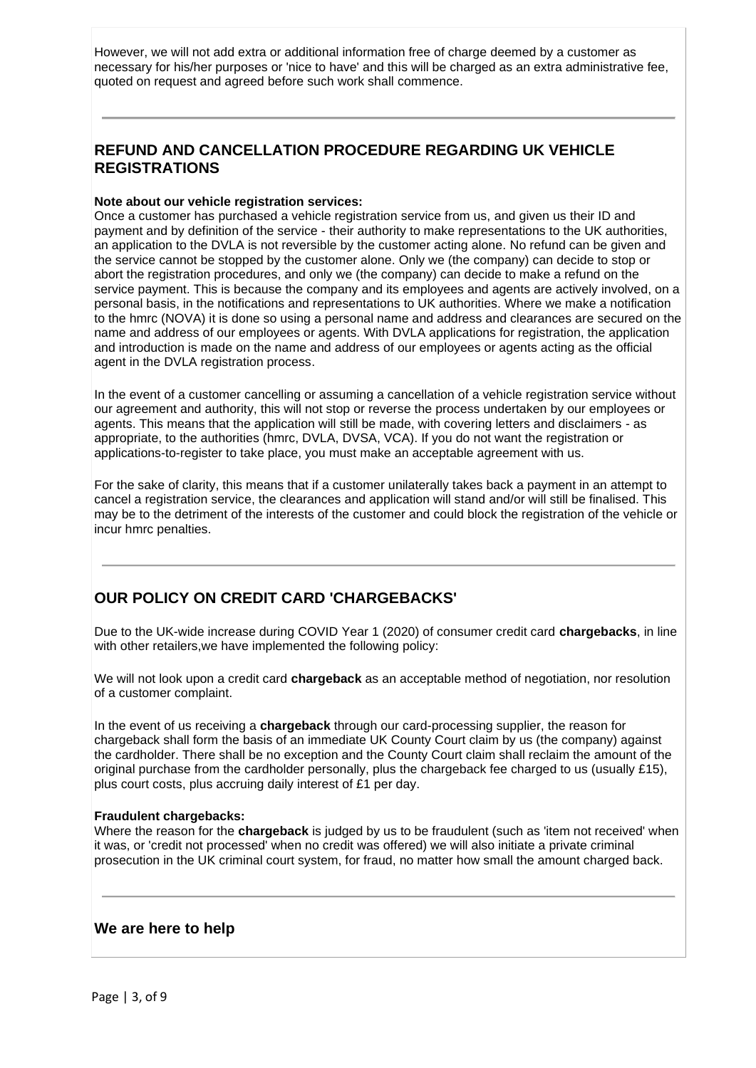However, we will not add extra or additional information free of charge deemed by a customer as necessary for his/her purposes or 'nice to have' and this will be charged as an extra administrative fee, quoted on request and agreed before such work shall commence.

---

## REFUND AND CANCELLATION PROCEDURE REGARDING UK VEHICLE REGISTRATIONS

**Note about our vehicle registration services:**
Once a customer has purchased a vehicle registration service from us, and given us their ID and payment and by definition of the service - their authority to make representations to the UK authorities, an application to the DVLA is not reversible by the customer acting alone. No refund can be given and the service cannot be stopped by the customer alone. Only we (the company) can decide to stop or abort the registration procedures, and only we (the company) can decide to make a refund on the service payment. This is because the company and its employees and agents are actively involved, on a personal basis, in the notifications and representations to UK authorities. Where we make a notification to the hmrc (NOVA) it is done so using a personal name and address and clearances are secured on the name and address of our employees or agents. With DVLA applications for registration, the application and introduction is made on the name and address of our employees or agents acting as the official agent in the DVLA registration process.

In the event of a customer cancelling or assuming a cancellation of a vehicle registration service without our agreement and authority, this will not stop or reverse the process undertaken by our employees or agents. This means that the application will still be made, with covering letters and disclaimers - as appropriate, to the authorities (hmrc, DVLA, DVSA, VCA). If you do not want the registration or applications-to-register to take place, you must make an acceptable agreement with us.

For the sake of clarity, this means that if a customer unilaterally takes back a payment in an attempt to cancel a registration service, the clearances and application will stand and/or will still be finalised. This may be to the detriment of the interests of the customer and could block the registration of the vehicle or incur hmrc penalties.

---

## OUR POLICY ON CREDIT CARD 'CHARGEBACKS'

Due to the UK-wide increase during COVID Year 1 (2020) of consumer credit card **chargebacks**, in line with other retailers,we have implemented the following policy:

We will not look upon a credit card **chargeback** as an acceptable method of negotiation, nor resolution of a customer complaint.

In the event of us receiving a **chargeback** through our card-processing supplier, the reason for chargeback shall form the basis of an immediate UK County Court claim by us (the company) against the cardholder. There shall be no exception and the County Court claim shall reclaim the amount of the original purchase from the cardholder personally, plus the chargeback fee charged to us (usually £15), plus court costs, plus accruing daily interest of £1 per day.

**Fraudulent chargebacks:**
Where the reason for the **chargeback** is judged by us to be fraudulent (such as 'item not received' when it was, or 'credit not processed' when no credit was offered) we will also initiate a private criminal prosecution in the UK criminal court system, for fraud, no matter how small the amount charged back.

---

## We are here to help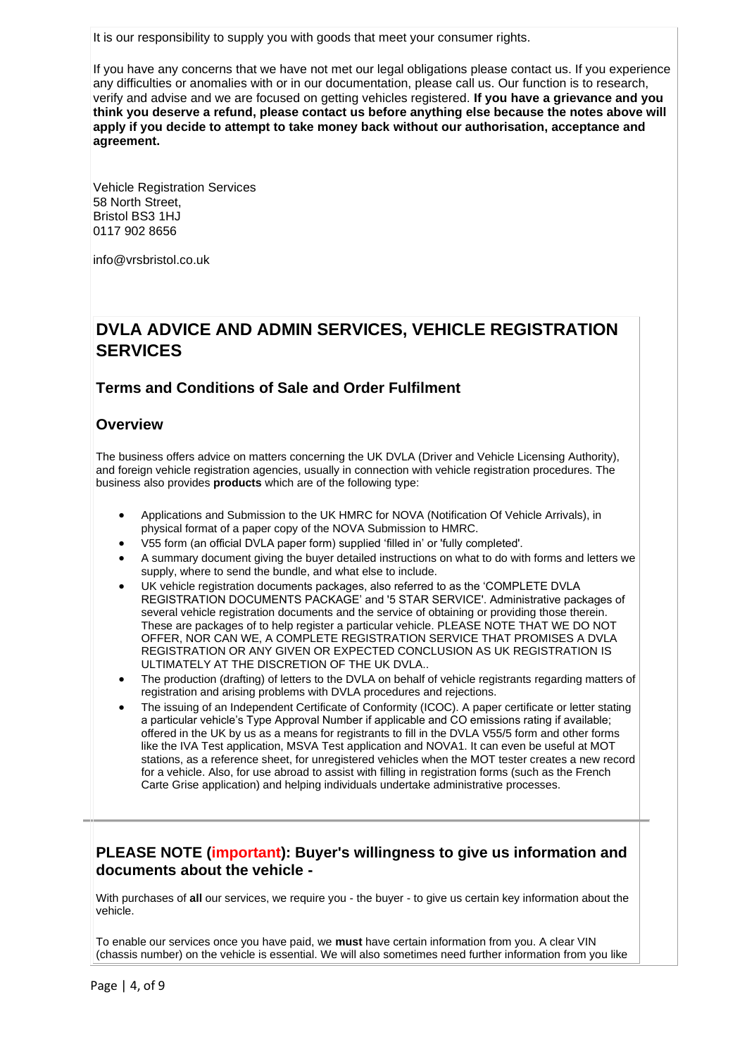It is our responsibility to supply you with goods that meet your consumer rights.

If you have any concerns that we have not met our legal obligations please contact us. If you experience any difficulties or anomalies with or in our documentation, please call us. Our function is to research, verify and advise and we are focused on getting vehicles registered. **If you have a grievance and you think you deserve a refund, please contact us before anything else because the notes above will apply if you decide to attempt to take money back without our authorisation, acceptance and agreement.**

Vehicle Registration Services
58 North Street,
Bristol BS3 1HJ
0117 902 8656

info@vrsbristol.co.uk

## DVLA ADVICE AND ADMIN SERVICES, VEHICLE REGISTRATION SERVICES

### Terms and Conditions of Sale and Order Fulfilment

### Overview

The business offers advice on matters concerning the UK DVLA (Driver and Vehicle Licensing Authority), and foreign vehicle registration agencies, usually in connection with vehicle registration procedures. The business also provides **products** which are of the following type:

- Applications and Submission to the UK HMRC for NOVA (Notification Of Vehicle Arrivals), in physical format of a paper copy of the NOVA Submission to HMRC.
- V55 form (an official DVLA paper form) supplied 'filled in' or 'fully completed'.
- A summary document giving the buyer detailed instructions on what to do with forms and letters we supply, where to send the bundle, and what else to include.
- UK vehicle registration documents packages, also referred to as the 'COMPLETE DVLA REGISTRATION DOCUMENTS PACKAGE' and '5 STAR SERVICE'. Administrative packages of several vehicle registration documents and the service of obtaining or providing those therein. These are packages of to help register a particular vehicle. PLEASE NOTE THAT WE DO NOT OFFER, NOR CAN WE, A COMPLETE REGISTRATION SERVICE THAT PROMISES A DVLA REGISTRATION OR ANY GIVEN OR EXPECTED CONCLUSION AS UK REGISTRATION IS ULTIMATELY AT THE DISCRETION OF THE UK DVLA..
- The production (drafting) of letters to the DVLA on behalf of vehicle registrants regarding matters of registration and arising problems with DVLA procedures and rejections.
- The issuing of an Independent Certificate of Conformity (ICOC). A paper certificate or letter stating a particular vehicle's Type Approval Number if applicable and CO emissions rating if available; offered in the UK by us as a means for registrants to fill in the DVLA V55/5 form and other forms like the IVA Test application, MSVA Test application and NOVA1. It can even be useful at MOT stations, as a reference sheet, for unregistered vehicles when the MOT tester creates a new record for a vehicle. Also, for use abroad to assist with filling in registration forms (such as the French Carte Grise application) and helping individuals undertake administrative processes.

---

### PLEASE NOTE (important): Buyer's willingness to give us information and documents about the vehicle -

With purchases of **all** our services, we require you - the buyer - to give us certain key information about the vehicle.

To enable our services once you have paid, we **must** have certain information from you. A clear VIN (chassis number) on the vehicle is essential. We will also sometimes need further information from you like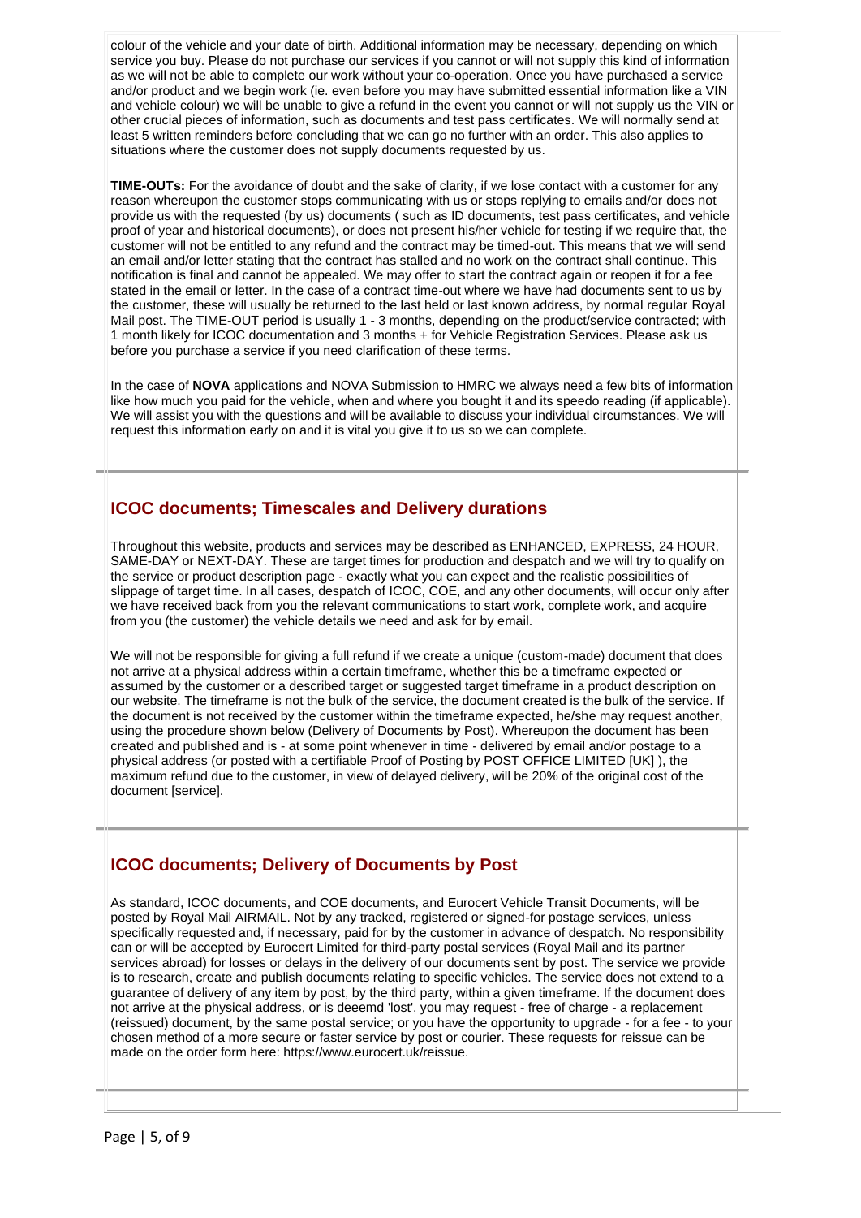colour of the vehicle and your date of birth. Additional information may be necessary, depending on which service you buy. Please do not purchase our services if you cannot or will not supply this kind of information as we will not be able to complete our work without your co-operation. Once you have purchased a service and/or product and we begin work (ie. even before you may have submitted essential information like a VIN and vehicle colour) we will be unable to give a refund in the event you cannot or will not supply us the VIN or other crucial pieces of information, such as documents and test pass certificates. We will normally send at least 5 written reminders before concluding that we can go no further with an order. This also applies to situations where the customer does not supply documents requested by us.

**TIME-OUTs:** For the avoidance of doubt and the sake of clarity, if we lose contact with a customer for any reason whereupon the customer stops communicating with us or stops replying to emails and/or does not provide us with the requested (by us) documents ( such as ID documents, test pass certificates, and vehicle proof of year and historical documents), or does not present his/her vehicle for testing if we require that, the customer will not be entitled to any refund and the contract may be timed-out. This means that we will send an email and/or letter stating that the contract has stalled and no work on the contract shall continue. This notification is final and cannot be appealed. We may offer to start the contract again or reopen it for a fee stated in the email or letter. In the case of a contract time-out where we have had documents sent to us by the customer, these will usually be returned to the last held or last known address, by normal regular Royal Mail post. The TIME-OUT period is usually 1 - 3 months, depending on the product/service contracted; with 1 month likely for ICOC documentation and 3 months + for Vehicle Registration Services. Please ask us before you purchase a service if you need clarification of these terms.

In the case of **NOVA** applications and NOVA Submission to HMRC we always need a few bits of information like how much you paid for the vehicle, when and where you bought it and its speedo reading (if applicable). We will assist you with the questions and will be available to discuss your individual circumstances. We will request this information early on and it is vital you give it to us so we can complete.

## ICOC documents; Timescales and Delivery durations

Throughout this website, products and services may be described as ENHANCED, EXPRESS, 24 HOUR, SAME-DAY or NEXT-DAY. These are target times for production and despatch and we will try to qualify on the service or product description page - exactly what you can expect and the realistic possibilities of slippage of target time. In all cases, despatch of ICOC, COE, and any other documents, will occur only after we have received back from you the relevant communications to start work, complete work, and acquire from you (the customer) the vehicle details we need and ask for by email.

We will not be responsible for giving a full refund if we create a unique (custom-made) document that does not arrive at a physical address within a certain timeframe, whether this be a timeframe expected or assumed by the customer or a described target or suggested target timeframe in a product description on our website. The timeframe is not the bulk of the service, the document created is the bulk of the service. If the document is not received by the customer within the timeframe expected, he/she may request another, using the procedure shown below (Delivery of Documents by Post). Whereupon the document has been created and published and is - at some point whenever in time - delivered by email and/or postage to a physical address (or posted with a certifiable Proof of Posting by POST OFFICE LIMITED [UK] ), the maximum refund due to the customer, in view of delayed delivery, will be 20% of the original cost of the document [service].

## ICOC documents; Delivery of Documents by Post

As standard, ICOC documents, and COE documents, and Eurocert Vehicle Transit Documents, will be posted by Royal Mail AIRMAIL. Not by any tracked, registered or signed-for postage services, unless specifically requested and, if necessary, paid for by the customer in advance of despatch. No responsibility can or will be accepted by Eurocert Limited for third-party postal services (Royal Mail and its partner services abroad) for losses or delays in the delivery of our documents sent by post. The service we provide is to research, create and publish documents relating to specific vehicles. The service does not extend to a guarantee of delivery of any item by post, by the third party, within a given timeframe. If the document does not arrive at the physical address, or is deeemd 'lost', you may request - free of charge - a replacement (reissued) document, by the same postal service; or you have the opportunity to upgrade - for a fee - to your chosen method of a more secure or faster service by post or courier. These requests for reissue can be made on the order form here: https://www.eurocert.uk/reissue.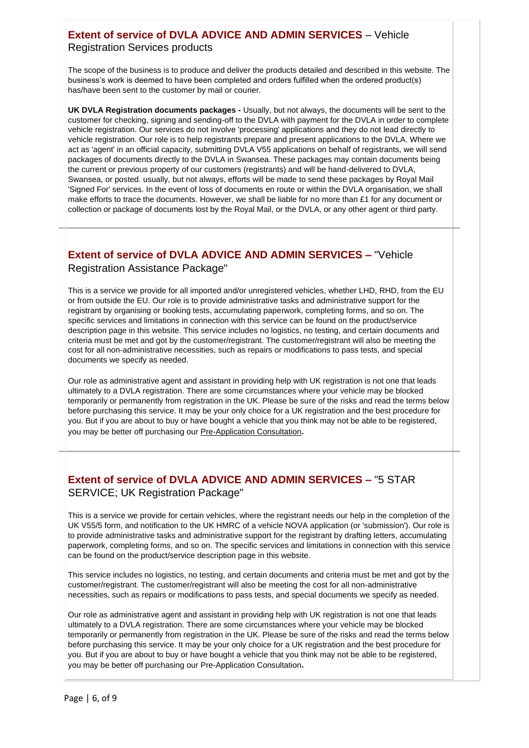## **Extent of service of DVLA ADVICE AND ADMIN SERVICES** – Vehicle Registration Services products

The scope of the business is to produce and deliver the products detailed and described in this website. The business's work is deemed to have been completed and orders fulfilled when the ordered product(s) has/have been sent to the customer by mail or courier.

**UK DVLA Registration documents packages -** Usually, but not always, the documents will be sent to the customer for checking, signing and sending-off to the DVLA with payment for the DVLA in order to complete vehicle registration. Our services do not involve 'processing' applications and they do not lead directly to vehicle registration. Our role is to help registrants prepare and present applications to the DVLA. Where we act as 'agent' in an official capacity, submitting DVLA V55 applications on behalf of registrants, we will send packages of documents directly to the DVLA in Swansea. These packages may contain documents being the current or previous property of our customers (registrants) and will be hand-delivered to DVLA, Swansea, or posted. usually, but not always, efforts will be made to send these packages by Royal Mail 'Signed For' services. In the event of loss of documents en route or within the DVLA organisation, we shall make efforts to trace the documents. However, we shall be liable for no more than £1 for any document or collection or package of documents lost by the Royal Mail, or the DVLA, or any other agent or third party.

## **Extent of service of DVLA ADVICE AND ADMIN SERVICES –** "Vehicle Registration Assistance Package"

This is a service we provide for all imported and/or unregistered vehicles, whether LHD, RHD, from the EU or from outside the EU. Our role is to provide administrative tasks and administrative support for the registrant by organising or booking tests, accumulating paperwork, completing forms, and so on. The specific services and limitations in connection with this service can be found on the product/service description page in this website. This service includes no logistics, no testing, and certain documents and criteria must be met and got by the customer/registrant. The customer/registrant will also be meeting the cost for all non-administrative necessities, such as repairs or modifications to pass tests, and special documents we specify as needed.

Our role as administrative agent and assistant in providing help with UK registration is not one that leads ultimately to a DVLA registration. There are some circumstances where your vehicle may be blocked temporarily or permanently from registration in the UK. Please be sure of the risks and read the terms below before purchasing this service. It may be your only choice for a UK registration and the best procedure for you. But if you are about to buy or have bought a vehicle that you think may not be able to be registered, you may be better off purchasing our Pre-Application Consultation**.**

## **Extent of service of DVLA ADVICE AND ADMIN SERVICES –** "5 STAR SERVICE; UK Registration Package"

This is a service we provide for certain vehicles, where the registrant needs our help in the completion of the UK V55/5 form, and notification to the UK HMRC of a vehicle NOVA application (or 'submission'). Our role is to provide administrative tasks and administrative support for the registrant by drafting letters, accumulating paperwork, completing forms, and so on. The specific services and limitations in connection with this service can be found on the product/service description page in this website.

This service includes no logistics, no testing, and certain documents and criteria must be met and got by the customer/registrant. The customer/registrant will also be meeting the cost for all non-administrative necessities, such as repairs or modifications to pass tests, and special documents we specify as needed.

Our role as administrative agent and assistant in providing help with UK registration is not one that leads ultimately to a DVLA registration. There are some circumstances where your vehicle may be blocked temporarily or permanently from registration in the UK. Please be sure of the risks and read the terms below before purchasing this service. It may be your only choice for a UK registration and the best procedure for you. But if you are about to buy or have bought a vehicle that you think may not be able to be registered, you may be better off purchasing our Pre-Application Consultation**.**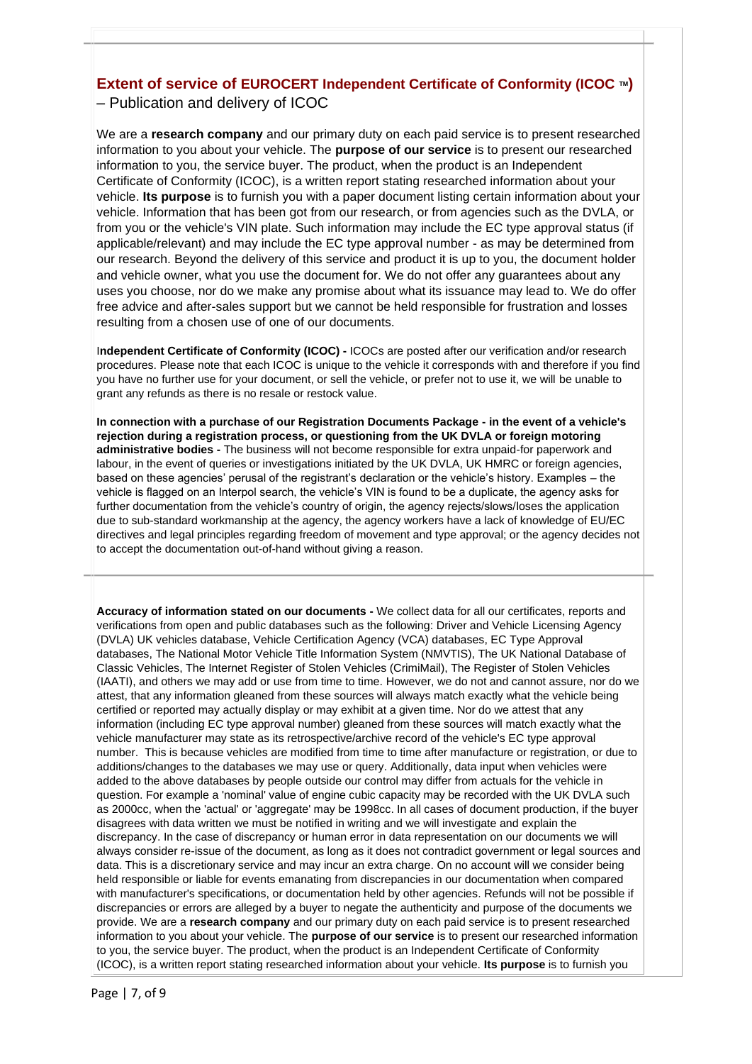## Extent of service of EUROCERT Independent Certificate of Conformity (ICOC ™) – Publication and delivery of ICOC

We are a **research company** and our primary duty on each paid service is to present researched information to you about your vehicle. The **purpose of our service** is to present our researched information to you, the service buyer. The product, when the product is an Independent Certificate of Conformity (ICOC), is a written report stating researched information about your vehicle. **Its purpose** is to furnish you with a paper document listing certain information about your vehicle. Information that has been got from our research, or from agencies such as the DVLA, or from you or the vehicle's VIN plate. Such information may include the EC type approval status (if applicable/relevant) and may include the EC type approval number - as may be determined from our research. Beyond the delivery of this service and product it is up to you, the document holder and vehicle owner, what you use the document for. We do not offer any guarantees about any uses you choose, nor do we make any promise about what its issuance may lead to. We do offer free advice and after-sales support but we cannot be held responsible for frustration and losses resulting from a chosen use of one of our documents.

**Independent Certificate of Conformity (ICOC) -** ICOCs are posted after our verification and/or research procedures. Please note that each ICOC is unique to the vehicle it corresponds with and therefore if you find you have no further use for your document, or sell the vehicle, or prefer not to use it, we will be unable to grant any refunds as there is no resale or restock value.

**In connection with a purchase of our Registration Documents Package - in the event of a vehicle's rejection during a registration process, or questioning from the UK DVLA or foreign motoring administrative bodies -** The business will not become responsible for extra unpaid-for paperwork and labour, in the event of queries or investigations initiated by the UK DVLA, UK HMRC or foreign agencies, based on these agencies' perusal of the registrant's declaration or the vehicle's history. Examples – the vehicle is flagged on an Interpol search, the vehicle's VIN is found to be a duplicate, the agency asks for further documentation from the vehicle's country of origin, the agency rejects/slows/loses the application due to sub-standard workmanship at the agency, the agency workers have a lack of knowledge of EU/EC directives and legal principles regarding freedom of movement and type approval; or the agency decides not to accept the documentation out-of-hand without giving a reason.

**Accuracy of information stated on our documents -** We collect data for all our certificates, reports and verifications from open and public databases such as the following: Driver and Vehicle Licensing Agency (DVLA) UK vehicles database, Vehicle Certification Agency (VCA) databases, EC Type Approval databases, The National Motor Vehicle Title Information System (NMVTIS), The UK National Database of Classic Vehicles, The Internet Register of Stolen Vehicles (CrimiMail), The Register of Stolen Vehicles (IAATI), and others we may add or use from time to time. However, we do not and cannot assure, nor do we attest, that any information gleaned from these sources will always match exactly what the vehicle being certified or reported may actually display or may exhibit at a given time. Nor do we attest that any information (including EC type approval number) gleaned from these sources will match exactly what the vehicle manufacturer may state as its retrospective/archive record of the vehicle's EC type approval number. This is because vehicles are modified from time to time after manufacture or registration, or due to additions/changes to the databases we may use or query. Additionally, data input when vehicles were added to the above databases by people outside our control may differ from actuals for the vehicle in question. For example a 'nominal' value of engine cubic capacity may be recorded with the UK DVLA such as 2000cc, when the 'actual' or 'aggregate' may be 1998cc. In all cases of document production, if the buyer disagrees with data written we must be notified in writing and we will investigate and explain the discrepancy. In the case of discrepancy or human error in data representation on our documents we will always consider re-issue of the document, as long as it does not contradict government or legal sources and data. This is a discretionary service and may incur an extra charge. On no account will we consider being held responsible or liable for events emanating from discrepancies in our documentation when compared with manufacturer's specifications, or documentation held by other agencies. Refunds will not be possible if discrepancies or errors are alleged by a buyer to negate the authenticity and purpose of the documents we provide. We are a **research company** and our primary duty on each paid service is to present researched information to you about your vehicle. The **purpose of our service** is to present our researched information to you, the service buyer. The product, when the product is an Independent Certificate of Conformity (ICOC), is a written report stating researched information about your vehicle. **Its purpose** is to furnish you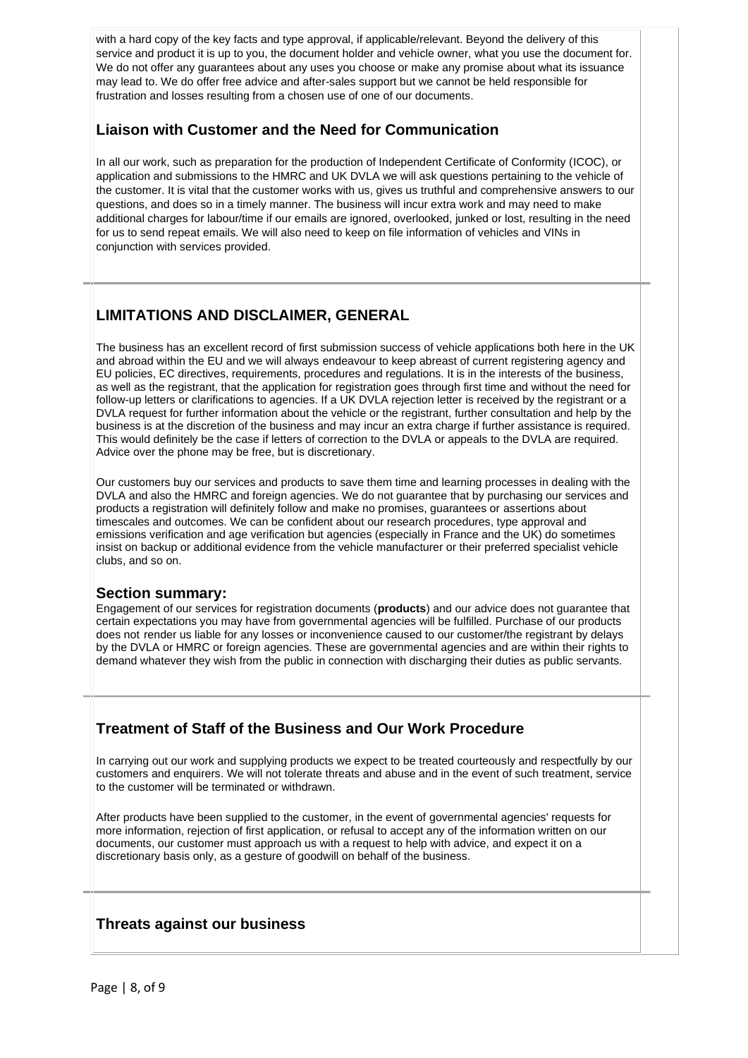with a hard copy of the key facts and type approval, if applicable/relevant. Beyond the delivery of this service and product it is up to you, the document holder and vehicle owner, what you use the document for. We do not offer any guarantees about any uses you choose or make any promise about what its issuance may lead to. We do offer free advice and after-sales support but we cannot be held responsible for frustration and losses resulting from a chosen use of one of our documents.

### Liaison with Customer and the Need for Communication

In all our work, such as preparation for the production of Independent Certificate of Conformity (ICOC), or application and submissions to the HMRC and UK DVLA we will ask questions pertaining to the vehicle of the customer. It is vital that the customer works with us, gives us truthful and comprehensive answers to our questions, and does so in a timely manner. The business will incur extra work and may need to make additional charges for labour/time if our emails are ignored, overlooked, junked or lost, resulting in the need for us to send repeat emails. We will also need to keep on file information of vehicles and VINs in conjunction with services provided.

## LIMITATIONS AND DISCLAIMER, GENERAL

The business has an excellent record of first submission success of vehicle applications both here in the UK and abroad within the EU and we will always endeavour to keep abreast of current registering agency and EU policies, EC directives, requirements, procedures and regulations. It is in the interests of the business, as well as the registrant, that the application for registration goes through first time and without the need for follow-up letters or clarifications to agencies. If a UK DVLA rejection letter is received by the registrant or a DVLA request for further information about the vehicle or the registrant, further consultation and help by the business is at the discretion of the business and may incur an extra charge if further assistance is required. This would definitely be the case if letters of correction to the DVLA or appeals to the DVLA are required. Advice over the phone may be free, but is discretionary.

Our customers buy our services and products to save them time and learning processes in dealing with the DVLA and also the HMRC and foreign agencies. We do not guarantee that by purchasing our services and products a registration will definitely follow and make no promises, guarantees or assertions about timescales and outcomes. We can be confident about our research procedures, type approval and emissions verification and age verification but agencies (especially in France and the UK) do sometimes insist on backup or additional evidence from the vehicle manufacturer or their preferred specialist vehicle clubs, and so on.

### Section summary:

Engagement of our services for registration documents (**products**) and our advice does not guarantee that certain expectations you may have from governmental agencies will be fulfilled. Purchase of our products does not render us liable for any losses or inconvenience caused to our customer/the registrant by delays by the DVLA or HMRC or foreign agencies. These are governmental agencies and are within their rights to demand whatever they wish from the public in connection with discharging their duties as public servants.

### Treatment of Staff of the Business and Our Work Procedure

In carrying out our work and supplying products we expect to be treated courteously and respectfully by our customers and enquirers. We will not tolerate threats and abuse and in the event of such treatment, service to the customer will be terminated or withdrawn.

After products have been supplied to the customer, in the event of governmental agencies' requests for more information, rejection of first application, or refusal to accept any of the information written on our documents, our customer must approach us with a request to help with advice, and expect it on a discretionary basis only, as a gesture of goodwill on behalf of the business.

### Threats against our business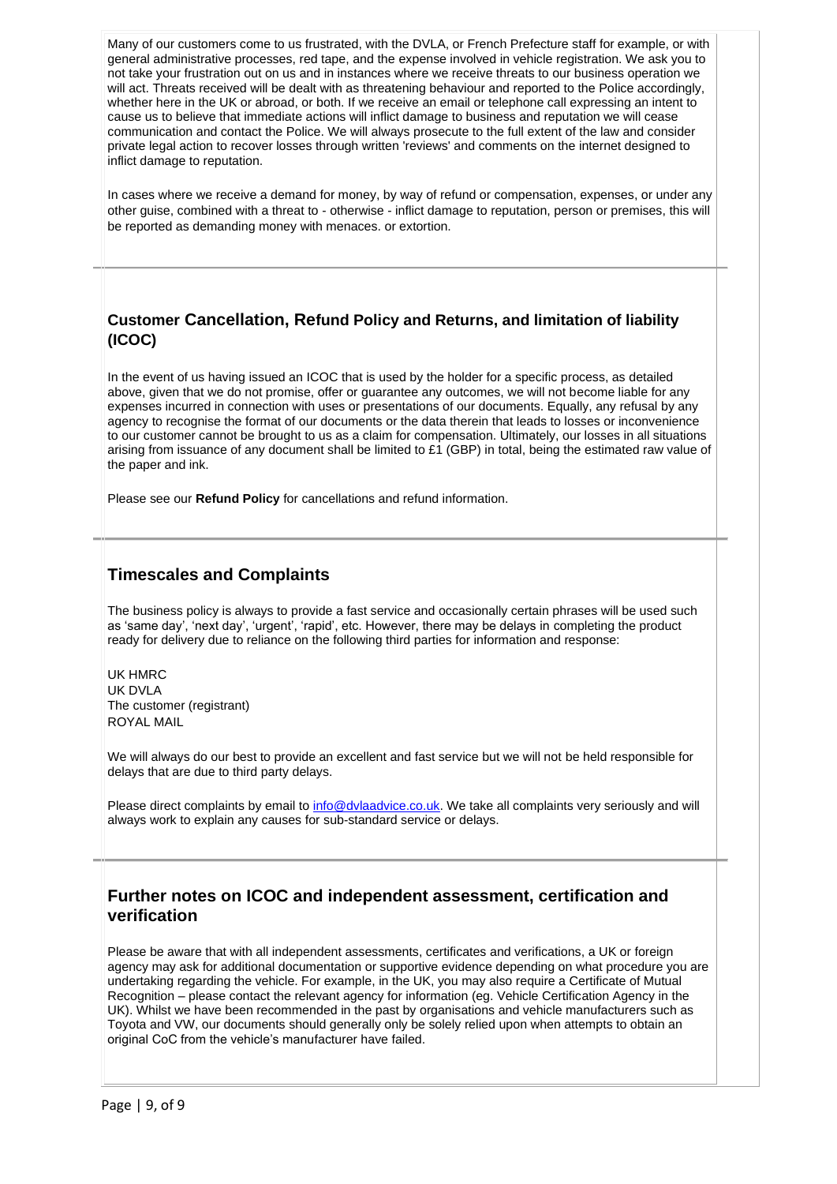Many of our customers come to us frustrated, with the DVLA, or French Prefecture staff for example, or with general administrative processes, red tape, and the expense involved in vehicle registration. We ask you to not take your frustration out on us and in instances where we receive threats to our business operation we will act. Threats received will be dealt with as threatening behaviour and reported to the Police accordingly, whether here in the UK or abroad, or both. If we receive an email or telephone call expressing an intent to cause us to believe that immediate actions will inflict damage to business and reputation we will cease communication and contact the Police. We will always prosecute to the full extent of the law and consider private legal action to recover losses through written 'reviews' and comments on the internet designed to inflict damage to reputation.

In cases where we receive a demand for money, by way of refund or compensation, expenses, or under any other guise, combined with a threat to - otherwise - inflict damage to reputation, person or premises, this will be reported as demanding money with menaces. or extortion.

## Customer Cancellation, Refund Policy and Returns, and limitation of liability (ICOC)

In the event of us having issued an ICOC that is used by the holder for a specific process, as detailed above, given that we do not promise, offer or guarantee any outcomes, we will not become liable for any expenses incurred in connection with uses or presentations of our documents. Equally, any refusal by any agency to recognise the format of our documents or the data therein that leads to losses or inconvenience to our customer cannot be brought to us as a claim for compensation. Ultimately, our losses in all situations arising from issuance of any document shall be limited to £1 (GBP) in total, being the estimated raw value of the paper and ink.

Please see our **Refund Policy** for cancellations and refund information.

## Timescales and Complaints

The business policy is always to provide a fast service and occasionally certain phrases will be used such as 'same day', 'next day', 'urgent', 'rapid', etc. However, there may be delays in completing the product ready for delivery due to reliance on the following third parties for information and response:

UK HMRC
UK DVLA
The customer (registrant)
ROYAL MAIL

We will always do our best to provide an excellent and fast service but we will not be held responsible for delays that are due to third party delays.

Please direct complaints by email to info@dvlaadvice.co.uk. We take all complaints very seriously and will always work to explain any causes for sub-standard service or delays.

## Further notes on ICOC and independent assessment, certification and verification

Please be aware that with all independent assessments, certificates and verifications, a UK or foreign agency may ask for additional documentation or supportive evidence depending on what procedure you are undertaking regarding the vehicle. For example, in the UK, you may also require a Certificate of Mutual Recognition – please contact the relevant agency for information (eg. Vehicle Certification Agency in the UK). Whilst we have been recommended in the past by organisations and vehicle manufacturers such as Toyota and VW, our documents should generally only be solely relied upon when attempts to obtain an original CoC from the vehicle's manufacturer have failed.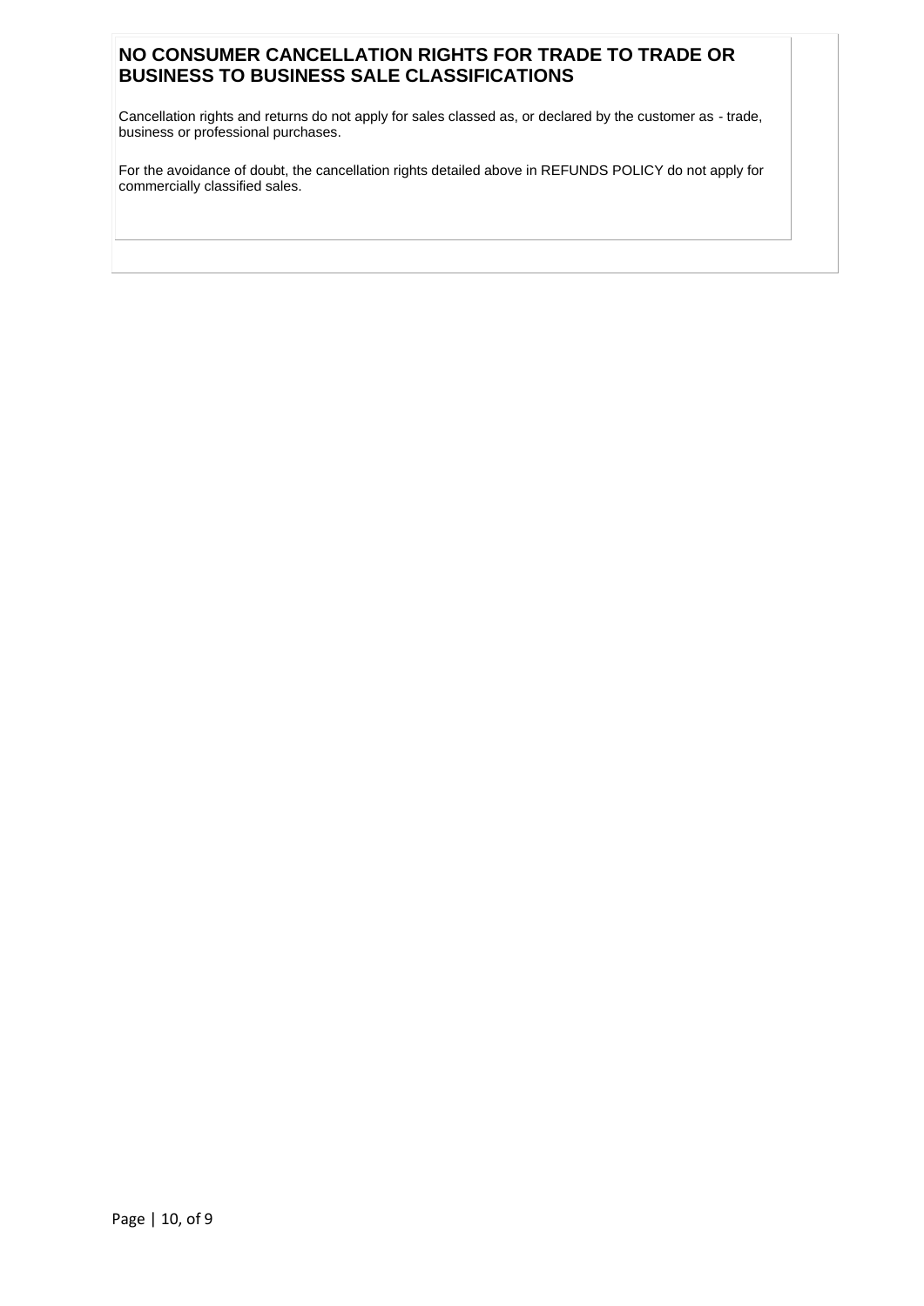## NO CONSUMER CANCELLATION RIGHTS FOR TRADE TO TRADE OR BUSINESS TO BUSINESS SALE CLASSIFICATIONS

Cancellation rights and returns do not apply for sales classed as, or declared by the customer as - trade, business or professional purchases.

For the avoidance of doubt, the cancellation rights detailed above in REFUNDS POLICY do not apply for commercially classified sales.